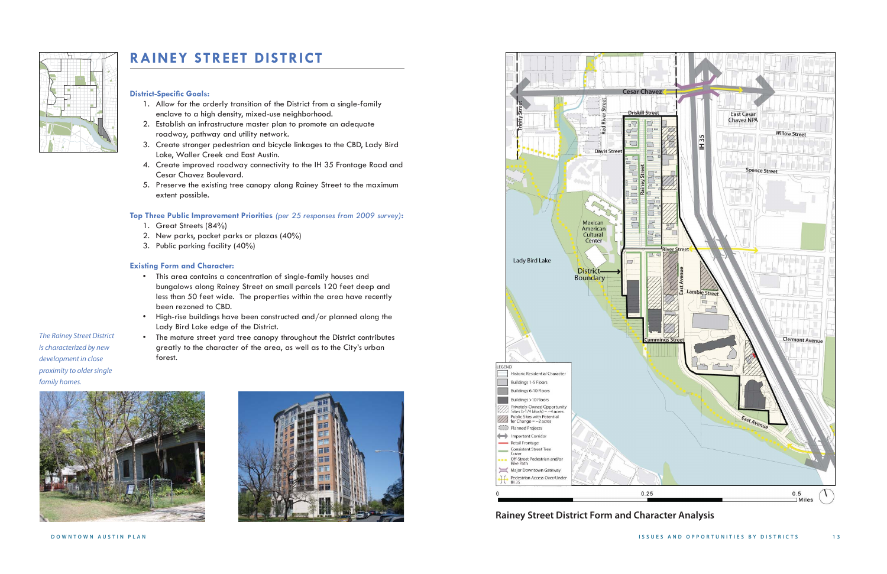# RAINEY STREET DISTRICT

### District-Specific Goals:

1. Allow for the orderly transition of the District from a single-family enclave to a high density, mixed-use neighborhood.
2. Establish an infrastructure master plan to promote an adequate roadway, pathway and utility network.
3. Create stronger pedestrian and bicycle linkages to the CBD, Lady Bird Lake, Waller Creek and East Austin.
4. Create improved roadway connectivity to the IH 35 Frontage Road and Cesar Chavez Boulevard.
5. Preserve the existing tree canopy along Rainey Street to the maximum extent possible.

### Top Three Public Improvement Priorities *(per 25 responses from 2009 survey)*:

1. Great Streets (84%)
2. New parks, pocket parks or plazas (40%)
3. Public parking facility (40%)

### Existing Form and Character:

- This area contains a concentration of single-family houses and bungalows along Rainey Street on small parcels 120 feet deep and less than 50 feet wide. The properties within the area have recently been rezoned to CBD.
- High-rise buildings have been constructed and/or planned along the Lady Bird Lake edge of the District.
- The mature street yard tree canopy throughout the District contributes greatly to the character of the area, as well as to the City's urban forest.

*The Rainey Street District is characterized by new development in close proximity to older single family homes.*

**Rainey Street District Form and Character Analysis**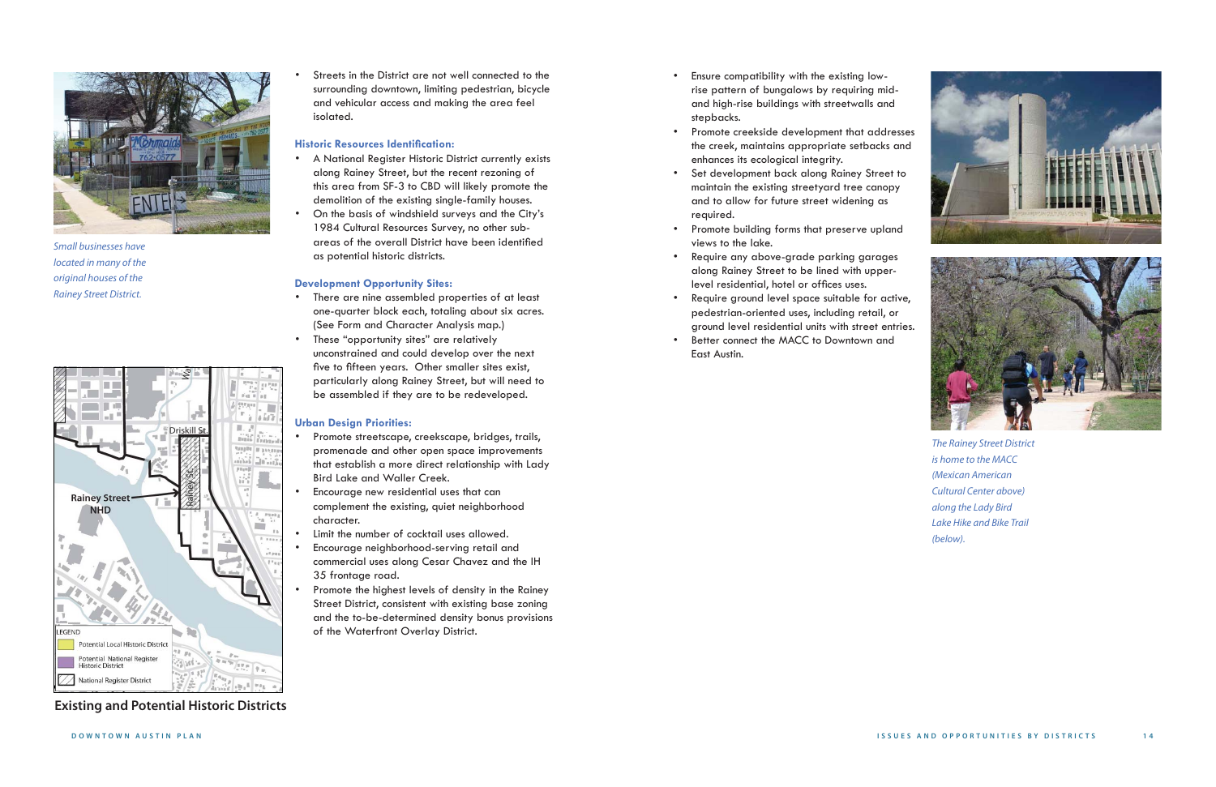*Small businesses have located in many of the original houses of the Rainey Street District.*

Rainey Street NHD

Driskill St.

Rainey St.

LEGEND

Potential Local Historic District

Potential National Register Historic District

National Register District

**Existing and Potential Historic Districts**

- Streets in the District are not well connected to the surrounding downtown, limiting pedestrian, bicycle and vehicular access and making the area feel isolated.

### Historic Resources Identification:

- A National Register Historic District currently exists along Rainey Street, but the recent rezoning of this area from SF-3 to CBD will likely promote the demolition of the existing single-family houses.
- On the basis of windshield surveys and the City's 1984 Cultural Resources Survey, no other sub-areas of the overall District have been identified as potential historic districts.

### Development Opportunity Sites:

- There are nine assembled properties of at least one-quarter block each, totaling about six acres. (See Form and Character Analysis map.)
- These "opportunity sites" are relatively unconstrained and could develop over the next five to fifteen years. Other smaller sites exist, particularly along Rainey Street, but will need to be assembled if they are to be redeveloped.

### Urban Design Priorities:

- Promote streetscape, creekscape, bridges, trails, promenade and other open space improvements that establish a more direct relationship with Lady Bird Lake and Waller Creek.
- Encourage new residential uses that can complement the existing, quiet neighborhood character.
- Limit the number of cocktail uses allowed.
- Encourage neighborhood-serving retail and commercial uses along Cesar Chavez and the IH 35 frontage road.
- Promote the highest levels of density in the Rainey Street District, consistent with existing base zoning and the to-be-determined density bonus provisions of the Waterfront Overlay District.
- Ensure compatibility with the existing low-rise pattern of bungalows by requiring mid- and high-rise buildings with streetwalls and stepbacks.
- Promote creekside development that addresses the creek, maintains appropriate setbacks and enhances its ecological integrity.
- Set development back along Rainey Street to maintain the existing streetyard tree canopy and to allow for future street widening as required.
- Promote building forms that preserve upland views to the lake.
- Require any above-grade parking garages along Rainey Street to be lined with upper-level residential, hotel or offices uses.
- Require ground level space suitable for active, pedestrian-oriented uses, including retail, or ground level residential units with street entries.
- Better connect the MACC to Downtown and East Austin.

*The Rainey Street District is home to the MACC (Mexican American Cultural Center above) along the Lady Bird Lake Hike and Bike Trail (below).*